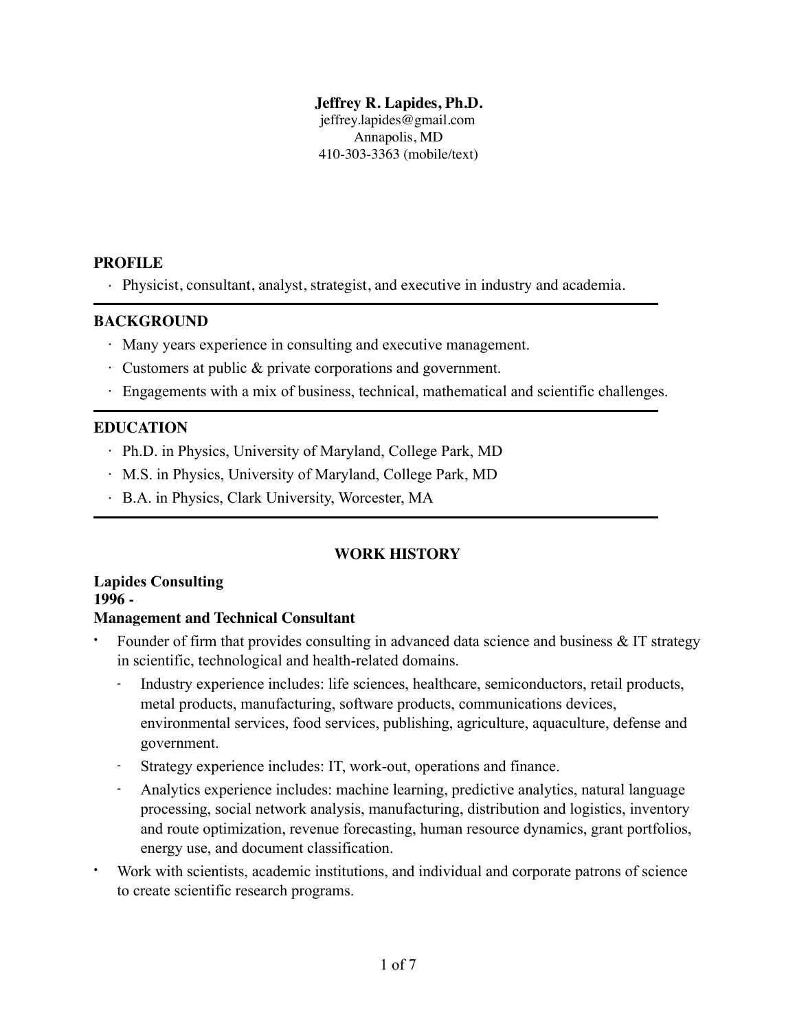**Jeffrey R. Lapides, Ph.D.**
jeffrey.lapides@gmail.com
Annapolis, MD
410-303-3363 (mobile/text)

## PROFILE

- Physicist, consultant, analyst, strategist, and executive in industry and academia.

## BACKGROUND

- Many years experience in consulting and executive management.
- Customers at public & private corporations and government.
- Engagements with a mix of business, technical, mathematical and scientific challenges.

## EDUCATION

- Ph.D. in Physics, University of Maryland, College Park, MD
- M.S. in Physics, University of Maryland, College Park, MD
- B.A. in Physics, Clark University, Worcester, MA

## WORK HISTORY

**Lapides Consulting**
**1996 -**
**Management and Technical Consultant**

- Founder of firm that provides consulting in advanced data science and business & IT strategy in scientific, technological and health-related domains.
  - Industry experience includes: life sciences, healthcare, semiconductors, retail products, metal products, manufacturing, software products, communications devices, environmental services, food services, publishing, agriculture, aquaculture, defense and government.
  - Strategy experience includes: IT, work-out, operations and finance.
  - Analytics experience includes: machine learning, predictive analytics, natural language processing, social network analysis, manufacturing, distribution and logistics, inventory and route optimization, revenue forecasting, human resource dynamics, grant portfolios, energy use, and document classification.
- Work with scientists, academic institutions, and individual and corporate patrons of science to create scientific research programs.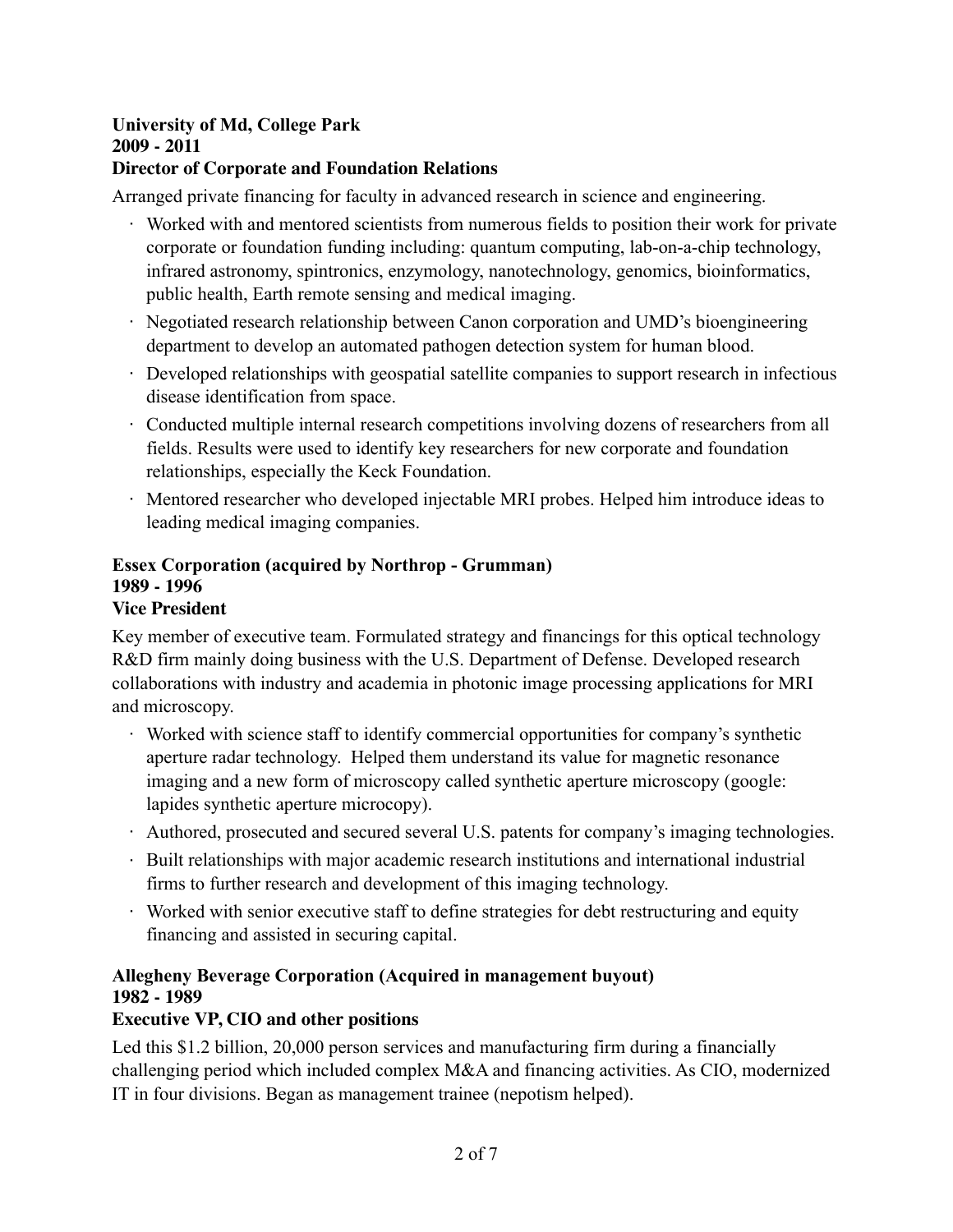**University of Md, College Park**
**2009 - 2011**
**Director of Corporate and Foundation Relations**

Arranged private financing for faculty in advanced research in science and engineering.

- Worked with and mentored scientists from numerous fields to position their work for private corporate or foundation funding including: quantum computing, lab-on-a-chip technology, infrared astronomy, spintronics, enzymology, nanotechnology, genomics, bioinformatics, public health, Earth remote sensing and medical imaging.
- Negotiated research relationship between Canon corporation and UMD's bioengineering department to develop an automated pathogen detection system for human blood.
- Developed relationships with geospatial satellite companies to support research in infectious disease identification from space.
- Conducted multiple internal research competitions involving dozens of researchers from all fields. Results were used to identify key researchers for new corporate and foundation relationships, especially the Keck Foundation.
- Mentored researcher who developed injectable MRI probes. Helped him introduce ideas to leading medical imaging companies.

**Essex Corporation (acquired by Northrop - Grumman)**
**1989 - 1996**
**Vice President**

Key member of executive team. Formulated strategy and financings for this optical technology R&D firm mainly doing business with the U.S. Department of Defense. Developed research collaborations with industry and academia in photonic image processing applications for MRI and microscopy.

- Worked with science staff to identify commercial opportunities for company's synthetic aperture radar technology. Helped them understand its value for magnetic resonance imaging and a new form of microscopy called synthetic aperture microscopy (google: lapides synthetic aperture microcopy).
- Authored, prosecuted and secured several U.S. patents for company's imaging technologies.
- Built relationships with major academic research institutions and international industrial firms to further research and development of this imaging technology.
- Worked with senior executive staff to define strategies for debt restructuring and equity financing and assisted in securing capital.

**Allegheny Beverage Corporation (Acquired in management buyout)**
**1982 - 1989**
**Executive VP, CIO and other positions**

Led this $1.2 billion, 20,000 person services and manufacturing firm during a financially challenging period which included complex M&A and financing activities. As CIO, modernized IT in four divisions. Began as management trainee (nepotism helped).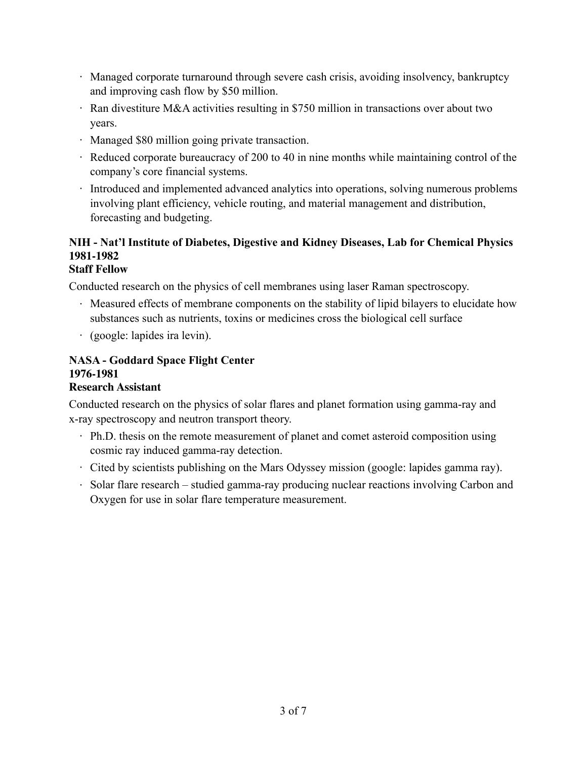- Managed corporate turnaround through severe cash crisis, avoiding insolvency, bankruptcy and improving cash flow by $50 million.
- Ran divestiture M&A activities resulting in $750 million in transactions over about two years.
- Managed $80 million going private transaction.
- Reduced corporate bureaucracy of 200 to 40 in nine months while maintaining control of the company's core financial systems.
- Introduced and implemented advanced analytics into operations, solving numerous problems involving plant efficiency, vehicle routing, and material management and distribution, forecasting and budgeting.

**NIH - Nat'l Institute of Diabetes, Digestive and Kidney Diseases, Lab for Chemical Physics**
**1981-1982**
**Staff Fellow**

Conducted research on the physics of cell membranes using laser Raman spectroscopy.

- Measured effects of membrane components on the stability of lipid bilayers to elucidate how substances such as nutrients, toxins or medicines cross the biological cell surface
- (google: lapides ira levin).

**NASA - Goddard Space Flight Center**
**1976-1981**
**Research Assistant**

Conducted research on the physics of solar flares and planet formation using gamma-ray and x-ray spectroscopy and neutron transport theory.

- Ph.D. thesis on the remote measurement of planet and comet asteroid composition using cosmic ray induced gamma-ray detection.
- Cited by scientists publishing on the Mars Odyssey mission (google: lapides gamma ray).
- Solar flare research – studied gamma-ray producing nuclear reactions involving Carbon and Oxygen for use in solar flare temperature measurement.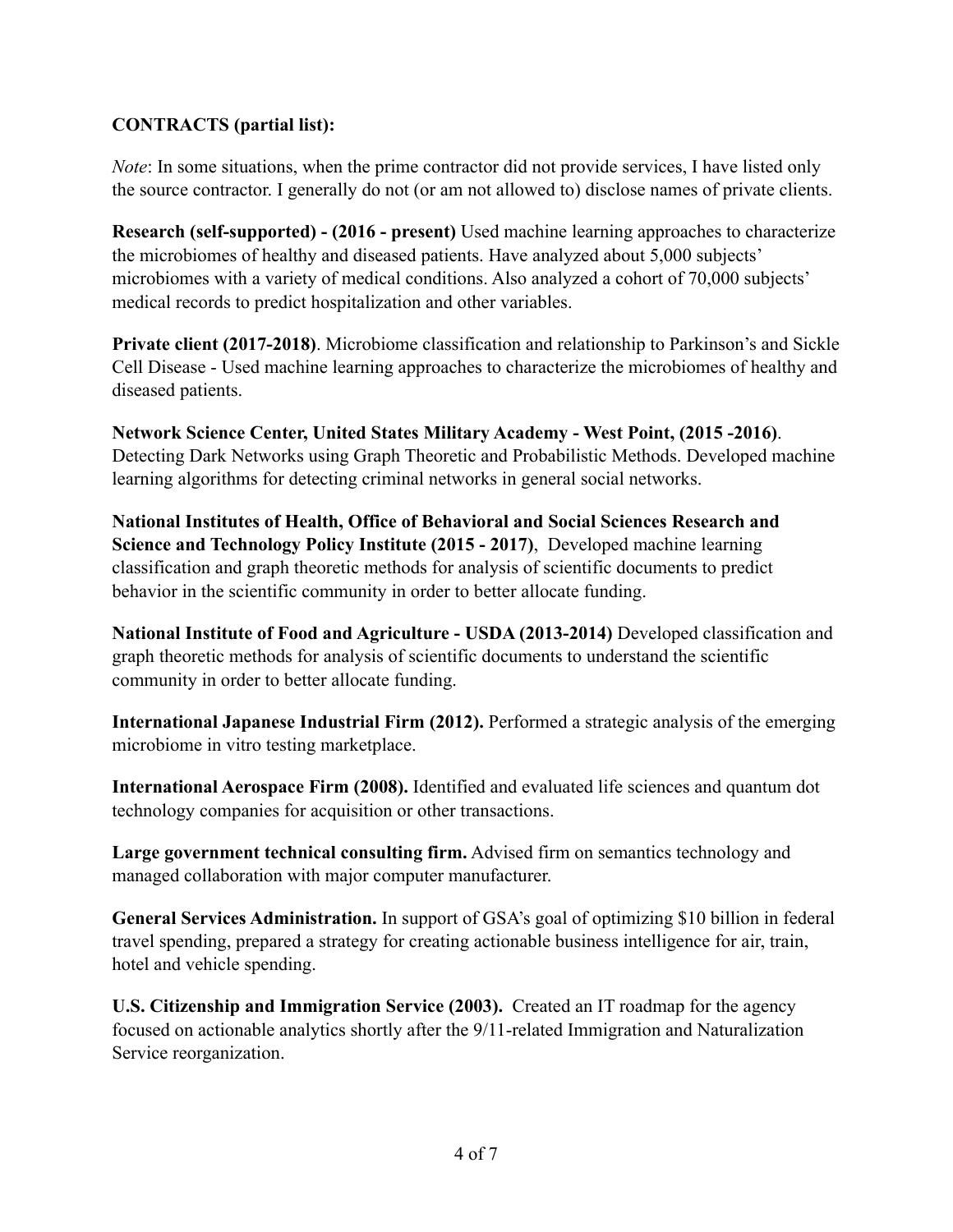**CONTRACTS (partial list):**

*Note*: In some situations, when the prime contractor did not provide services, I have listed only the source contractor. I generally do not (or am not allowed to) disclose names of private clients.

**Research (self-supported) - (2016 - present)** Used machine learning approaches to characterize the microbiomes of healthy and diseased patients. Have analyzed about 5,000 subjects' microbiomes with a variety of medical conditions. Also analyzed a cohort of 70,000 subjects' medical records to predict hospitalization and other variables.

**Private client (2017-2018)**. Microbiome classification and relationship to Parkinson's and Sickle Cell Disease - Used machine learning approaches to characterize the microbiomes of healthy and diseased patients.

**Network Science Center, United States Military Academy - West Point, (2015 -2016)**. Detecting Dark Networks using Graph Theoretic and Probabilistic Methods. Developed machine learning algorithms for detecting criminal networks in general social networks.

**National Institutes of Health, Office of Behavioral and Social Sciences Research and Science and Technology Policy Institute (2015 - 2017)**, Developed machine learning classification and graph theoretic methods for analysis of scientific documents to predict behavior in the scientific community in order to better allocate funding.

**National Institute of Food and Agriculture - USDA (2013-2014)** Developed classification and graph theoretic methods for analysis of scientific documents to understand the scientific community in order to better allocate funding.

**International Japanese Industrial Firm (2012).** Performed a strategic analysis of the emerging microbiome in vitro testing marketplace.

**International Aerospace Firm (2008).** Identified and evaluated life sciences and quantum dot technology companies for acquisition or other transactions.

**Large government technical consulting firm.** Advised firm on semantics technology and managed collaboration with major computer manufacturer.

**General Services Administration.** In support of GSA's goal of optimizing $10 billion in federal travel spending, prepared a strategy for creating actionable business intelligence for air, train, hotel and vehicle spending.

**U.S. Citizenship and Immigration Service (2003).** Created an IT roadmap for the agency focused on actionable analytics shortly after the 9/11-related Immigration and Naturalization Service reorganization.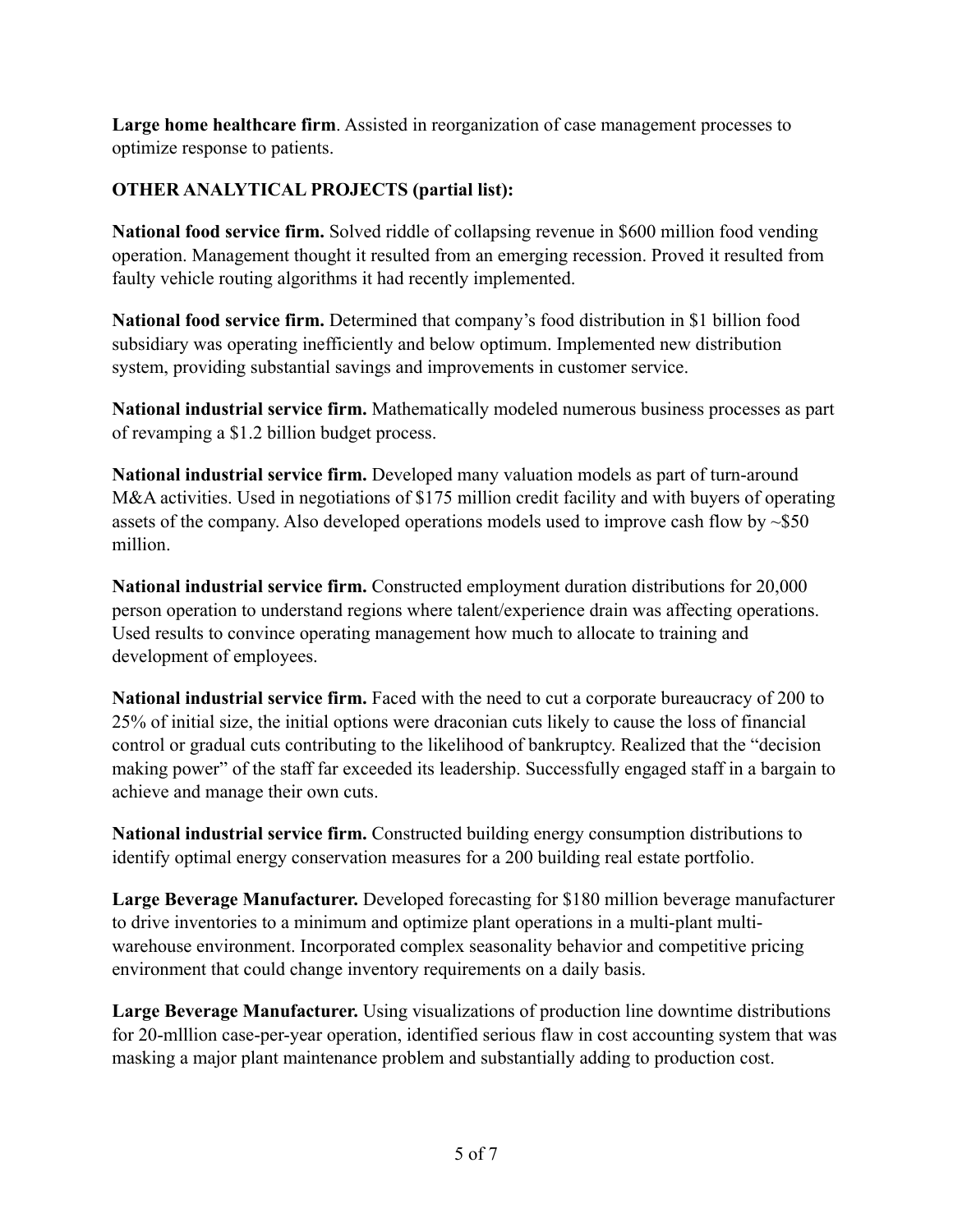**Large home healthcare firm**. Assisted in reorganization of case management processes to optimize response to patients.

**OTHER ANALYTICAL PROJECTS (partial list):**

**National food service firm.** Solved riddle of collapsing revenue in $600 million food vending operation. Management thought it resulted from an emerging recession. Proved it resulted from faulty vehicle routing algorithms it had recently implemented.

**National food service firm.** Determined that company's food distribution in $1 billion food subsidiary was operating inefficiently and below optimum. Implemented new distribution system, providing substantial savings and improvements in customer service.

**National industrial service firm.** Mathematically modeled numerous business processes as part of revamping a $1.2 billion budget process.

**National industrial service firm.** Developed many valuation models as part of turn-around M&A activities. Used in negotiations of $175 million credit facility and with buyers of operating assets of the company. Also developed operations models used to improve cash flow by ~$50 million.

**National industrial service firm.** Constructed employment duration distributions for 20,000 person operation to understand regions where talent/experience drain was affecting operations. Used results to convince operating management how much to allocate to training and development of employees.

**National industrial service firm.** Faced with the need to cut a corporate bureaucracy of 200 to 25% of initial size, the initial options were draconian cuts likely to cause the loss of financial control or gradual cuts contributing to the likelihood of bankruptcy. Realized that the "decision making power" of the staff far exceeded its leadership. Successfully engaged staff in a bargain to achieve and manage their own cuts.

**National industrial service firm.** Constructed building energy consumption distributions to identify optimal energy conservation measures for a 200 building real estate portfolio.

**Large Beverage Manufacturer.** Developed forecasting for $180 million beverage manufacturer to drive inventories to a minimum and optimize plant operations in a multi-plant multi-warehouse environment. Incorporated complex seasonality behavior and competitive pricing environment that could change inventory requirements on a daily basis.

**Large Beverage Manufacturer.** Using visualizations of production line downtime distributions for 20-mlllion case-per-year operation, identified serious flaw in cost accounting system that was masking a major plant maintenance problem and substantially adding to production cost.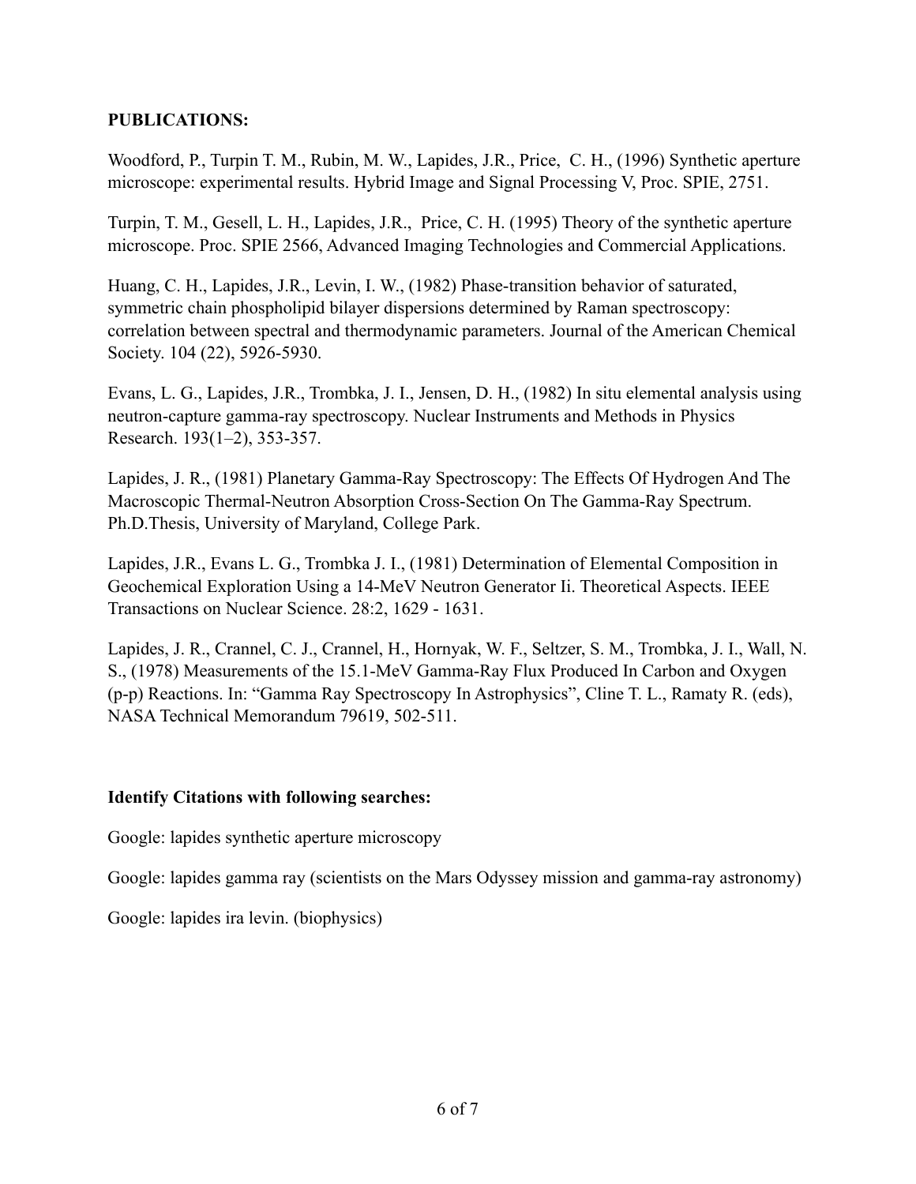**PUBLICATIONS:**

Woodford, P., Turpin T. M., Rubin, M. W., Lapides, J.R., Price, C. H., (1996) Synthetic aperture microscope: experimental results. Hybrid Image and Signal Processing V, Proc. SPIE, 2751.

Turpin, T. M., Gesell, L. H., Lapides, J.R., Price, C. H. (1995) Theory of the synthetic aperture microscope. Proc. SPIE 2566, Advanced Imaging Technologies and Commercial Applications.

Huang, C. H., Lapides, J.R., Levin, I. W., (1982) Phase-transition behavior of saturated, symmetric chain phospholipid bilayer dispersions determined by Raman spectroscopy: correlation between spectral and thermodynamic parameters. Journal of the American Chemical Society. 104 (22), 5926-5930.

Evans, L. G., Lapides, J.R., Trombka, J. I., Jensen, D. H., (1982) In situ elemental analysis using neutron-capture gamma-ray spectroscopy. Nuclear Instruments and Methods in Physics Research. 193(1–2), 353-357.

Lapides, J. R., (1981) Planetary Gamma-Ray Spectroscopy: The Effects Of Hydrogen And The Macroscopic Thermal-Neutron Absorption Cross-Section On The Gamma-Ray Spectrum. Ph.D.Thesis, University of Maryland, College Park.

Lapides, J.R., Evans L. G., Trombka J. I., (1981) Determination of Elemental Composition in Geochemical Exploration Using a 14-MeV Neutron Generator Ii. Theoretical Aspects. IEEE Transactions on Nuclear Science. 28:2, 1629 - 1631.

Lapides, J. R., Crannel, C. J., Crannel, H., Hornyak, W. F., Seltzer, S. M., Trombka, J. I., Wall, N. S., (1978) Measurements of the 15.1-MeV Gamma-Ray Flux Produced In Carbon and Oxygen (p-p) Reactions. In: "Gamma Ray Spectroscopy In Astrophysics", Cline T. L., Ramaty R. (eds), NASA Technical Memorandum 79619, 502-511.

**Identify Citations with following searches:**

Google: lapides synthetic aperture microscopy

Google: lapides gamma ray (scientists on the Mars Odyssey mission and gamma-ray astronomy)

Google: lapides ira levin. (biophysics)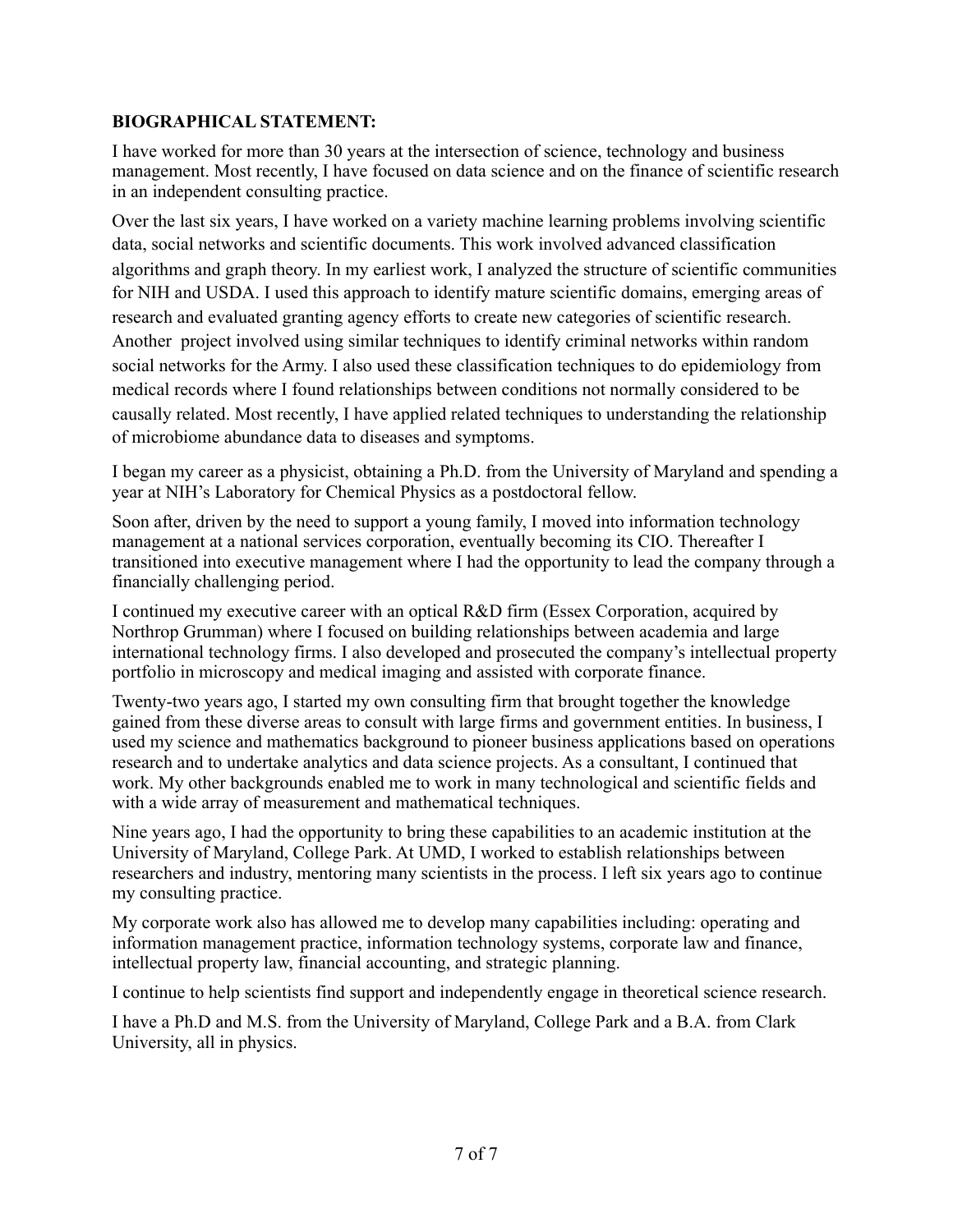**BIOGRAPHICAL STATEMENT:**

I have worked for more than 30 years at the intersection of science, technology and business management. Most recently, I have focused on data science and on the finance of scientific research in an independent consulting practice.

Over the last six years, I have worked on a variety machine learning problems involving scientific data, social networks and scientific documents. This work involved advanced classification algorithms and graph theory. In my earliest work, I analyzed the structure of scientific communities for NIH and USDA. I used this approach to identify mature scientific domains, emerging areas of research and evaluated granting agency efforts to create new categories of scientific research. Another project involved using similar techniques to identify criminal networks within random social networks for the Army. I also used these classification techniques to do epidemiology from medical records where I found relationships between conditions not normally considered to be causally related. Most recently, I have applied related techniques to understanding the relationship of microbiome abundance data to diseases and symptoms.

I began my career as a physicist, obtaining a Ph.D. from the University of Maryland and spending a year at NIH's Laboratory for Chemical Physics as a postdoctoral fellow.

Soon after, driven by the need to support a young family, I moved into information technology management at a national services corporation, eventually becoming its CIO. Thereafter I transitioned into executive management where I had the opportunity to lead the company through a financially challenging period.

I continued my executive career with an optical R&D firm (Essex Corporation, acquired by Northrop Grumman) where I focused on building relationships between academia and large international technology firms. I also developed and prosecuted the company's intellectual property portfolio in microscopy and medical imaging and assisted with corporate finance.

Twenty-two years ago, I started my own consulting firm that brought together the knowledge gained from these diverse areas to consult with large firms and government entities. In business, I used my science and mathematics background to pioneer business applications based on operations research and to undertake analytics and data science projects. As a consultant, I continued that work. My other backgrounds enabled me to work in many technological and scientific fields and with a wide array of measurement and mathematical techniques.

Nine years ago, I had the opportunity to bring these capabilities to an academic institution at the University of Maryland, College Park. At UMD, I worked to establish relationships between researchers and industry, mentoring many scientists in the process. I left six years ago to continue my consulting practice.

My corporate work also has allowed me to develop many capabilities including: operating and information management practice, information technology systems, corporate law and finance, intellectual property law, financial accounting, and strategic planning.

I continue to help scientists find support and independently engage in theoretical science research.

I have a Ph.D and M.S. from the University of Maryland, College Park and a B.A. from Clark University, all in physics.